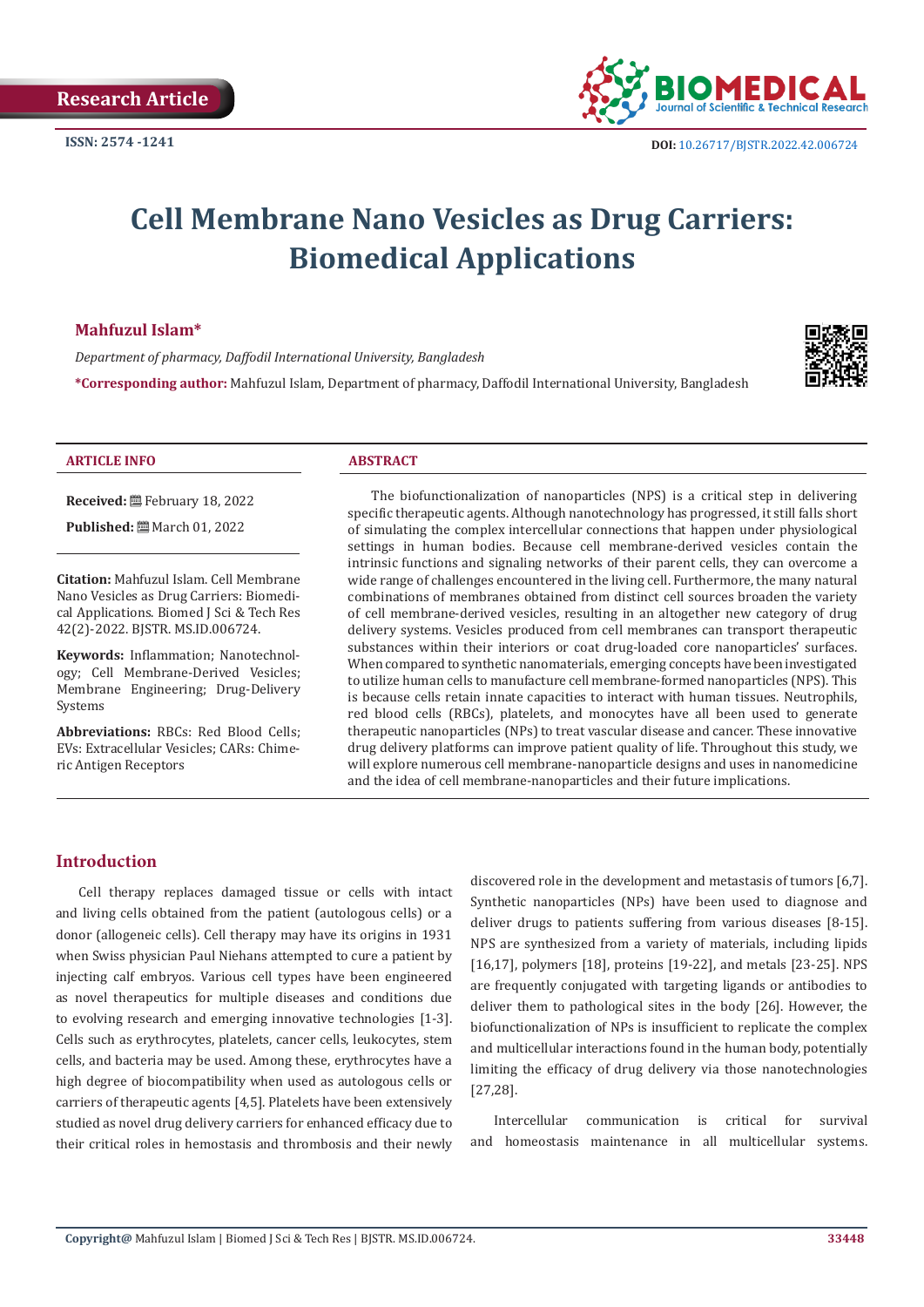Research Article

ISSN: 2574 -1241

DOI: 10.26717/BJSTR.2022.42.006724

# Cell Membrane Nano Vesicles as Drug Carriers: Biomedical Applications

**Mahfuzul Islam***

*Department of pharmacy, Daffodil International University, Bangladesh*

***Corresponding author:** Mahfuzul Islam, Department of pharmacy, Daffodil International University, Bangladesh

**ARTICLE INFO**

**Received:** February 18, 2022

**Published:** March 01, 2022

**Citation:** Mahfuzul Islam. Cell Membrane Nano Vesicles as Drug Carriers: Biomedical Applications. Biomed J Sci & Tech Res 42(2)-2022. BJSTR. MS.ID.006724.

**Keywords:** Inflammation; Nanotechnology; Cell Membrane-Derived Vesicles; Membrane Engineering; Drug-Delivery Systems

**Abbreviations:** RBCs: Red Blood Cells; EVs: Extracellular Vesicles; CARs: Chimeric Antigen Receptors

**ABSTRACT**

The biofunctionalization of nanoparticles (NPS) is a critical step in delivering specific therapeutic agents. Although nanotechnology has progressed, it still falls short of simulating the complex intercellular connections that happen under physiological settings in human bodies. Because cell membrane-derived vesicles contain the intrinsic functions and signaling networks of their parent cells, they can overcome a wide range of challenges encountered in the living cell. Furthermore, the many natural combinations of membranes obtained from distinct cell sources broaden the variety of cell membrane-derived vesicles, resulting in an altogether new category of drug delivery systems. Vesicles produced from cell membranes can transport therapeutic substances within their interiors or coat drug-loaded core nanoparticles' surfaces. When compared to synthetic nanomaterials, emerging concepts have been investigated to utilize human cells to manufacture cell membrane-formed nanoparticles (NPS). This is because cells retain innate capacities to interact with human tissues. Neutrophils, red blood cells (RBCs), platelets, and monocytes have all been used to generate therapeutic nanoparticles (NPs) to treat vascular disease and cancer. These innovative drug delivery platforms can improve patient quality of life. Throughout this study, we will explore numerous cell membrane-nanoparticle designs and uses in nanomedicine and the idea of cell membrane-nanoparticles and their future implications.

## Introduction

Cell therapy replaces damaged tissue or cells with intact and living cells obtained from the patient (autologous cells) or a donor (allogeneic cells). Cell therapy may have its origins in 1931 when Swiss physician Paul Niehans attempted to cure a patient by injecting calf embryos. Various cell types have been engineered as novel therapeutics for multiple diseases and conditions due to evolving research and emerging innovative technologies [1-3]. Cells such as erythrocytes, platelets, cancer cells, leukocytes, stem cells, and bacteria may be used. Among these, erythrocytes have a high degree of biocompatibility when used as autologous cells or carriers of therapeutic agents [4,5]. Platelets have been extensively studied as novel drug delivery carriers for enhanced efficacy due to their critical roles in hemostasis and thrombosis and their newly discovered role in the development and metastasis of tumors [6,7]. Synthetic nanoparticles (NPs) have been used to diagnose and deliver drugs to patients suffering from various diseases [8-15]. NPS are synthesized from a variety of materials, including lipids [16,17], polymers [18], proteins [19-22], and metals [23-25]. NPS are frequently conjugated with targeting ligands or antibodies to deliver them to pathological sites in the body [26]. However, the biofunctionalization of NPs is insufficient to replicate the complex and multicellular interactions found in the human body, potentially limiting the efficacy of drug delivery via those nanotechnologies [27,28].

Intercellular communication is critical for survival and homeostasis maintenance in all multicellular systems.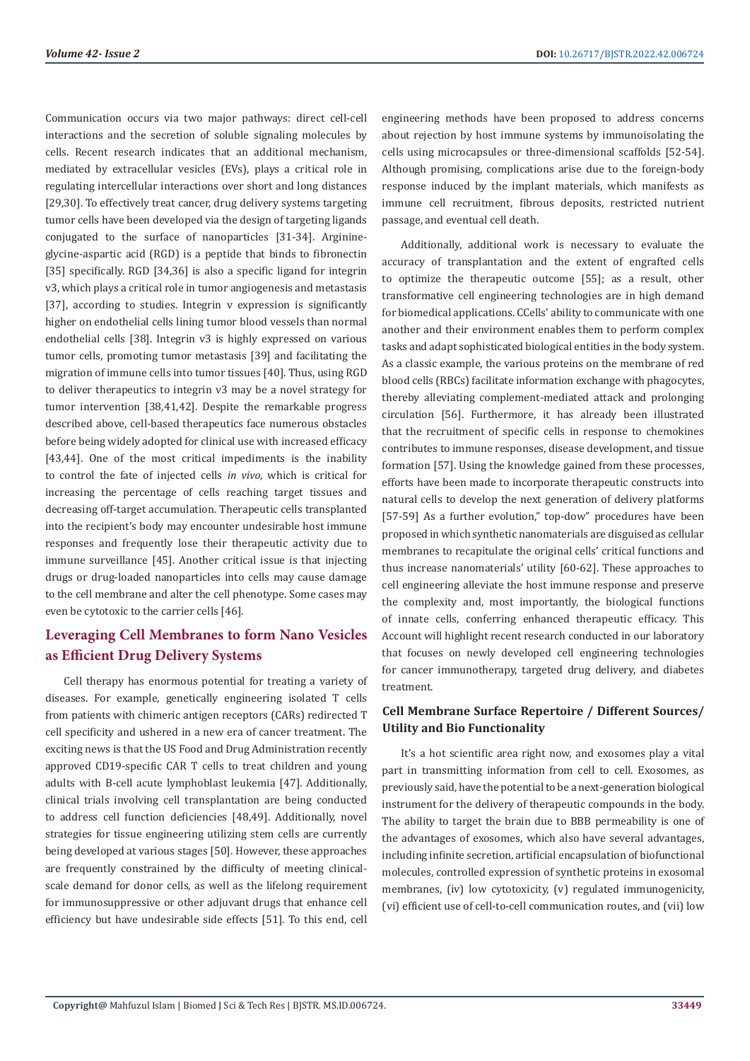Communication occurs via two major pathways: direct cell-cell interactions and the secretion of soluble signaling molecules by cells. Recent research indicates that an additional mechanism, mediated by extracellular vesicles (EVs), plays a critical role in regulating intercellular interactions over short and long distances [29,30]. To effectively treat cancer, drug delivery systems targeting tumor cells have been developed via the design of targeting ligands conjugated to the surface of nanoparticles [31-34]. Arginine-glycine-aspartic acid (RGD) is a peptide that binds to fibronectin [35] specifically. RGD [34,36] is also a specific ligand for integrin v3, which plays a critical role in tumor angiogenesis and metastasis [37], according to studies. Integrin v expression is significantly higher on endothelial cells lining tumor blood vessels than normal endothelial cells [38]. Integrin v3 is highly expressed on various tumor cells, promoting tumor metastasis [39] and facilitating the migration of immune cells into tumor tissues [40]. Thus, using RGD to deliver therapeutics to integrin v3 may be a novel strategy for tumor intervention [38,41,42]. Despite the remarkable progress described above, cell-based therapeutics face numerous obstacles before being widely adopted for clinical use with increased efficacy [43,44]. One of the most critical impediments is the inability to control the fate of injected cells *in vivo*, which is critical for increasing the percentage of cells reaching target tissues and decreasing off-target accumulation. Therapeutic cells transplanted into the recipient's body may encounter undesirable host immune responses and frequently lose their therapeutic activity due to immune surveillance [45]. Another critical issue is that injecting drugs or drug-loaded nanoparticles into cells may cause damage to the cell membrane and alter the cell phenotype. Some cases may even be cytotoxic to the carrier cells [46].

## Leveraging Cell Membranes to form Nano Vesicles as Efficient Drug Delivery Systems

Cell therapy has enormous potential for treating a variety of diseases. For example, genetically engineering isolated T cells from patients with chimeric antigen receptors (CARs) redirected T cell specificity and ushered in a new era of cancer treatment. The exciting news is that the US Food and Drug Administration recently approved CD19-specific CAR T cells to treat children and young adults with B-cell acute lymphoblast leukemia [47]. Additionally, clinical trials involving cell transplantation are being conducted to address cell function deficiencies [48,49]. Additionally, novel strategies for tissue engineering utilizing stem cells are currently being developed at various stages [50]. However, these approaches are frequently constrained by the difficulty of meeting clinical-scale demand for donor cells, as well as the lifelong requirement for immunosuppressive or other adjuvant drugs that enhance cell efficiency but have undesirable side effects [51]. To this end, cell engineering methods have been proposed to address concerns about rejection by host immune systems by immunoisolating the cells using microcapsules or three-dimensional scaffolds [52-54]. Although promising, complications arise due to the foreign-body response induced by the implant materials, which manifests as immune cell recruitment, fibrous deposits, restricted nutrient passage, and eventual cell death.

Additionally, additional work is necessary to evaluate the accuracy of transplantation and the extent of engrafted cells to optimize the therapeutic outcome [55]; as a result, other transformative cell engineering technologies are in high demand for biomedical applications. CCells' ability to communicate with one another and their environment enables them to perform complex tasks and adapt sophisticated biological entities in the body system. As a classic example, the various proteins on the membrane of red blood cells (RBCs) facilitate information exchange with phagocytes, thereby alleviating complement-mediated attack and prolonging circulation [56]. Furthermore, it has already been illustrated that the recruitment of specific cells in response to chemokines contributes to immune responses, disease development, and tissue formation [57]. Using the knowledge gained from these processes, efforts have been made to incorporate therapeutic constructs into natural cells to develop the next generation of delivery platforms [57-59] As a further evolution," top-dow" procedures have been proposed in which synthetic nanomaterials are disguised as cellular membranes to recapitulate the original cells' critical functions and thus increase nanomaterials' utility [60-62]. These approaches to cell engineering alleviate the host immune response and preserve the complexity and, most importantly, the biological functions of innate cells, conferring enhanced therapeutic efficacy. This Account will highlight recent research conducted in our laboratory that focuses on newly developed cell engineering technologies for cancer immunotherapy, targeted drug delivery, and diabetes treatment.

### Cell Membrane Surface Repertoire / Different Sources/ Utility and Bio Functionality

It's a hot scientific area right now, and exosomes play a vital part in transmitting information from cell to cell. Exosomes, as previously said, have the potential to be a next-generation biological instrument for the delivery of therapeutic compounds in the body. The ability to target the brain due to BBB permeability is one of the advantages of exosomes, which also have several advantages, including infinite secretion, artificial encapsulation of biofunctional molecules, controlled expression of synthetic proteins in exosomal membranes, (iv) low cytotoxicity, (v) regulated immunogenicity, (vi) efficient use of cell-to-cell communication routes, and (vii) low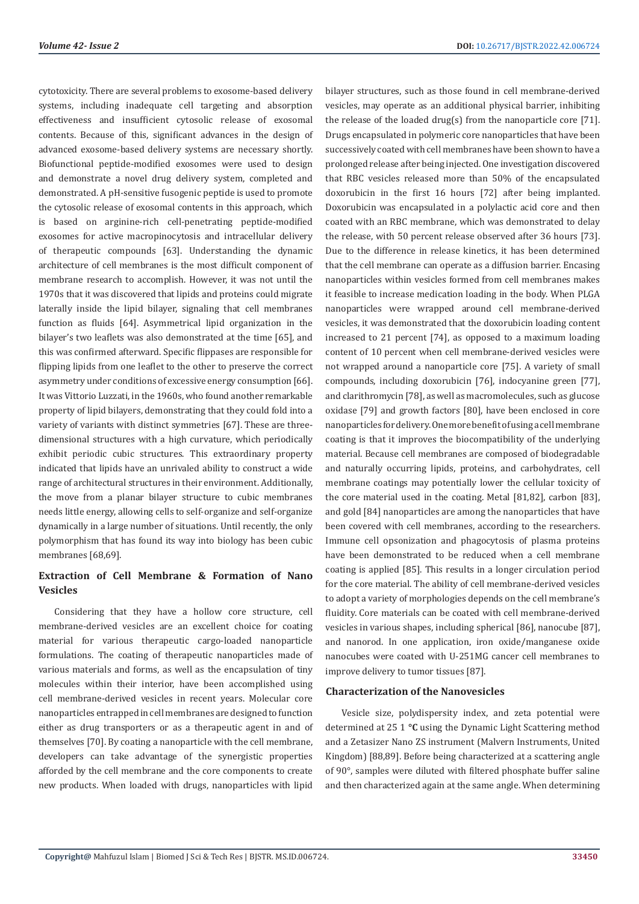cytotoxicity. There are several problems to exosome-based delivery systems, including inadequate cell targeting and absorption effectiveness and insufficient cytosolic release of exosomal contents. Because of this, significant advances in the design of advanced exosome-based delivery systems are necessary shortly. Biofunctional peptide-modified exosomes were used to design and demonstrate a novel drug delivery system, completed and demonstrated. A pH-sensitive fusogenic peptide is used to promote the cytosolic release of exosomal contents in this approach, which is based on arginine-rich cell-penetrating peptide-modified exosomes for active macropinocytosis and intracellular delivery of therapeutic compounds [63]. Understanding the dynamic architecture of cell membranes is the most difficult component of membrane research to accomplish. However, it was not until the 1970s that it was discovered that lipids and proteins could migrate laterally inside the lipid bilayer, signaling that cell membranes function as fluids [64]. Asymmetrical lipid organization in the bilayer's two leaflets was also demonstrated at the time [65], and this was confirmed afterward. Specific flippases are responsible for flipping lipids from one leaflet to the other to preserve the correct asymmetry under conditions of excessive energy consumption [66]. It was Vittorio Luzzati, in the 1960s, who found another remarkable property of lipid bilayers, demonstrating that they could fold into a variety of variants with distinct symmetries [67]. These are three-dimensional structures with a high curvature, which periodically exhibit periodic cubic structures. This extraordinary property indicated that lipids have an unrivaled ability to construct a wide range of architectural structures in their environment. Additionally, the move from a planar bilayer structure to cubic membranes needs little energy, allowing cells to self-organize and self-organize dynamically in a large number of situations. Until recently, the only polymorphism that has found its way into biology has been cubic membranes [68,69].

## Extraction of Cell Membrane & Formation of Nano Vesicles

Considering that they have a hollow core structure, cell membrane-derived vesicles are an excellent choice for coating material for various therapeutic cargo-loaded nanoparticle formulations. The coating of therapeutic nanoparticles made of various materials and forms, as well as the encapsulation of tiny molecules within their interior, have been accomplished using cell membrane-derived vesicles in recent years. Molecular core nanoparticles entrapped in cell membranes are designed to function either as drug transporters or as a therapeutic agent in and of themselves [70]. By coating a nanoparticle with the cell membrane, developers can take advantage of the synergistic properties afforded by the cell membrane and the core components to create new products. When loaded with drugs, nanoparticles with lipid bilayer structures, such as those found in cell membrane-derived vesicles, may operate as an additional physical barrier, inhibiting the release of the loaded drug(s) from the nanoparticle core [71]. Drugs encapsulated in polymeric core nanoparticles that have been successively coated with cell membranes have been shown to have a prolonged release after being injected. One investigation discovered that RBC vesicles released more than 50% of the encapsulated doxorubicin in the first 16 hours [72] after being implanted. Doxorubicin was encapsulated in a polylactic acid core and then coated with an RBC membrane, which was demonstrated to delay the release, with 50 percent release observed after 36 hours [73]. Due to the difference in release kinetics, it has been determined that the cell membrane can operate as a diffusion barrier. Encasing nanoparticles within vesicles formed from cell membranes makes it feasible to increase medication loading in the body. When PLGA nanoparticles were wrapped around cell membrane-derived vesicles, it was demonstrated that the doxorubicin loading content increased to 21 percent [74], as opposed to a maximum loading content of 10 percent when cell membrane-derived vesicles were not wrapped around a nanoparticle core [75]. A variety of small compounds, including doxorubicin [76], indocyanine green [77], and clarithromycin [78], as well as macromolecules, such as glucose oxidase [79] and growth factors [80], have been enclosed in core nanoparticles for delivery. One more benefit of using a cell membrane coating is that it improves the biocompatibility of the underlying material. Because cell membranes are composed of biodegradable and naturally occurring lipids, proteins, and carbohydrates, cell membrane coatings may potentially lower the cellular toxicity of the core material used in the coating. Metal [81,82], carbon [83], and gold [84] nanoparticles are among the nanoparticles that have been covered with cell membranes, according to the researchers. Immune cell opsonization and phagocytosis of plasma proteins have been demonstrated to be reduced when a cell membrane coating is applied [85]. This results in a longer circulation period for the core material. The ability of cell membrane-derived vesicles to adopt a variety of morphologies depends on the cell membrane's fluidity. Core materials can be coated with cell membrane-derived vesicles in various shapes, including spherical [86], nanocube [87], and nanorod. In one application, iron oxide/manganese oxide nanocubes were coated with U-251MG cancer cell membranes to improve delivery to tumor tissues [87].

## Characterization of the Nanovesicles

Vesicle size, polydispersity index, and zeta potential were determined at 25 1 °C using the Dynamic Light Scattering method and a Zetasizer Nano ZS instrument (Malvern Instruments, United Kingdom) [88,89]. Before being characterized at a scattering angle of 90°, samples were diluted with filtered phosphate buffer saline and then characterized again at the same angle. When determining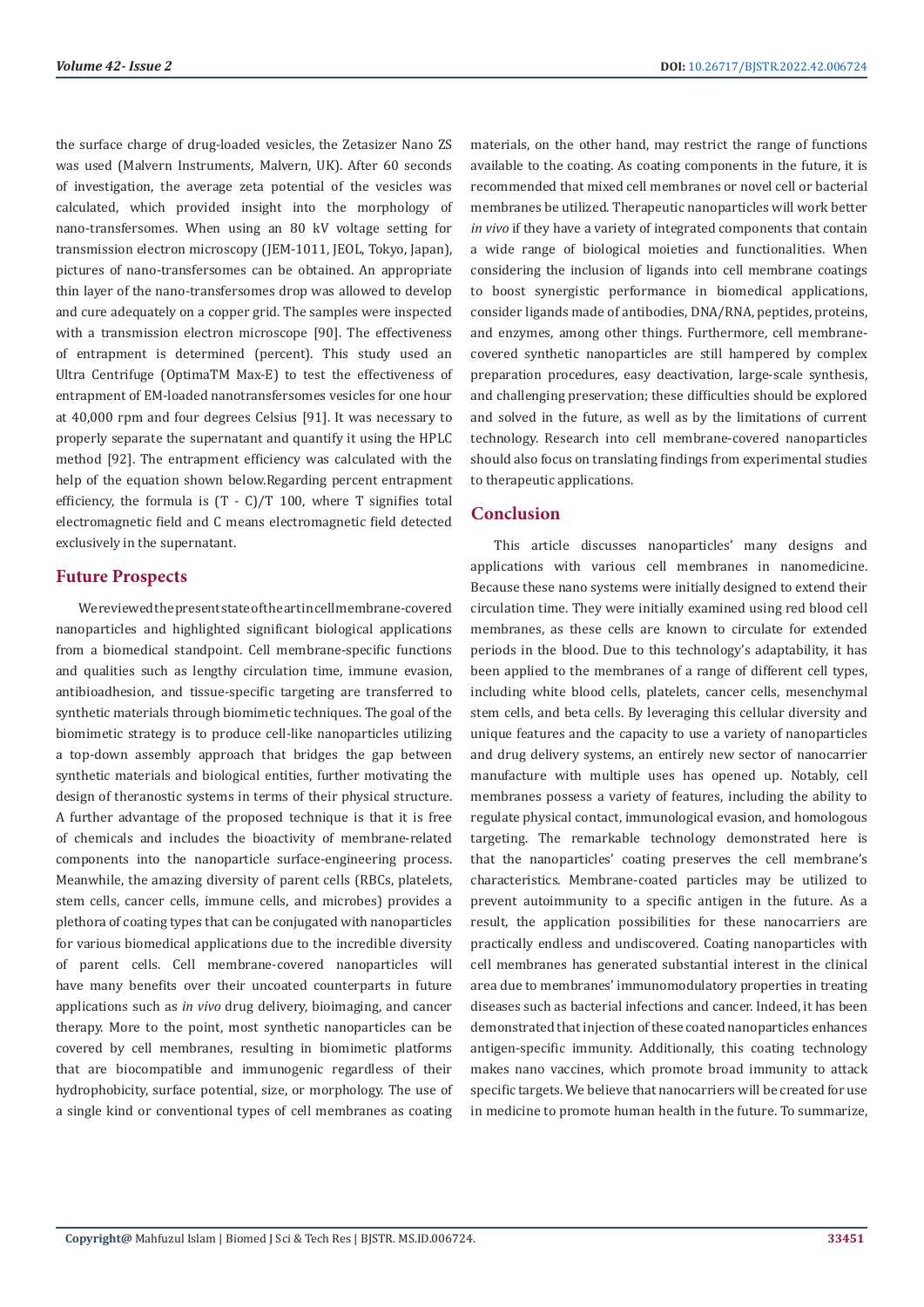the surface charge of drug-loaded vesicles, the Zetasizer Nano ZS was used (Malvern Instruments, Malvern, UK). After 60 seconds of investigation, the average zeta potential of the vesicles was calculated, which provided insight into the morphology of nano-transfersomes. When using an 80 kV voltage setting for transmission electron microscopy (JEM-1011, JEOL, Tokyo, Japan), pictures of nano-transfersomes can be obtained. An appropriate thin layer of the nano-transfersomes drop was allowed to develop and cure adequately on a copper grid. The samples were inspected with a transmission electron microscope [90]. The effectiveness of entrapment is determined (percent). This study used an Ultra Centrifuge (OptimaTM Max-E) to test the effectiveness of entrapment of EM-loaded nanotransfersomes vesicles for one hour at 40,000 rpm and four degrees Celsius [91]. It was necessary to properly separate the supernatant and quantify it using the HPLC method [92]. The entrapment efficiency was calculated with the help of the equation shown below.Regarding percent entrapment efficiency, the formula is (T - C)/T 100, where T signifies total electromagnetic field and C means electromagnetic field detected exclusively in the supernatant.

## Future Prospects

We reviewed the present state of the art in cell membrane-covered nanoparticles and highlighted significant biological applications from a biomedical standpoint. Cell membrane-specific functions and qualities such as lengthy circulation time, immune evasion, antibioadhesion, and tissue-specific targeting are transferred to synthetic materials through biomimetic techniques. The goal of the biomimetic strategy is to produce cell-like nanoparticles utilizing a top-down assembly approach that bridges the gap between synthetic materials and biological entities, further motivating the design of theranostic systems in terms of their physical structure. A further advantage of the proposed technique is that it is free of chemicals and includes the bioactivity of membrane-related components into the nanoparticle surface-engineering process. Meanwhile, the amazing diversity of parent cells (RBCs, platelets, stem cells, cancer cells, immune cells, and microbes) provides a plethora of coating types that can be conjugated with nanoparticles for various biomedical applications due to the incredible diversity of parent cells. Cell membrane-covered nanoparticles will have many benefits over their uncoated counterparts in future applications such as *in vivo* drug delivery, bioimaging, and cancer therapy. More to the point, most synthetic nanoparticles can be covered by cell membranes, resulting in biomimetic platforms that are biocompatible and immunogenic regardless of their hydrophobicity, surface potential, size, or morphology. The use of a single kind or conventional types of cell membranes as coating materials, on the other hand, may restrict the range of functions available to the coating. As coating components in the future, it is recommended that mixed cell membranes or novel cell or bacterial membranes be utilized. Therapeutic nanoparticles will work better *in vivo* if they have a variety of integrated components that contain a wide range of biological moieties and functionalities. When considering the inclusion of ligands into cell membrane coatings to boost synergistic performance in biomedical applications, consider ligands made of antibodies, DNA/RNA, peptides, proteins, and enzymes, among other things. Furthermore, cell membrane-covered synthetic nanoparticles are still hampered by complex preparation procedures, easy deactivation, large-scale synthesis, and challenging preservation; these difficulties should be explored and solved in the future, as well as by the limitations of current technology. Research into cell membrane-covered nanoparticles should also focus on translating findings from experimental studies to therapeutic applications.

## Conclusion

This article discusses nanoparticles' many designs and applications with various cell membranes in nanomedicine. Because these nano systems were initially designed to extend their circulation time. They were initially examined using red blood cell membranes, as these cells are known to circulate for extended periods in the blood. Due to this technology's adaptability, it has been applied to the membranes of a range of different cell types, including white blood cells, platelets, cancer cells, mesenchymal stem cells, and beta cells. By leveraging this cellular diversity and unique features and the capacity to use a variety of nanoparticles and drug delivery systems, an entirely new sector of nanocarrier manufacture with multiple uses has opened up. Notably, cell membranes possess a variety of features, including the ability to regulate physical contact, immunological evasion, and homologous targeting. The remarkable technology demonstrated here is that the nanoparticles' coating preserves the cell membrane's characteristics. Membrane-coated particles may be utilized to prevent autoimmunity to a specific antigen in the future. As a result, the application possibilities for these nanocarriers are practically endless and undiscovered. Coating nanoparticles with cell membranes has generated substantial interest in the clinical area due to membranes' immunomodulatory properties in treating diseases such as bacterial infections and cancer. Indeed, it has been demonstrated that injection of these coated nanoparticles enhances antigen-specific immunity. Additionally, this coating technology makes nano vaccines, which promote broad immunity to attack specific targets. We believe that nanocarriers will be created for use in medicine to promote human health in the future. To summarize,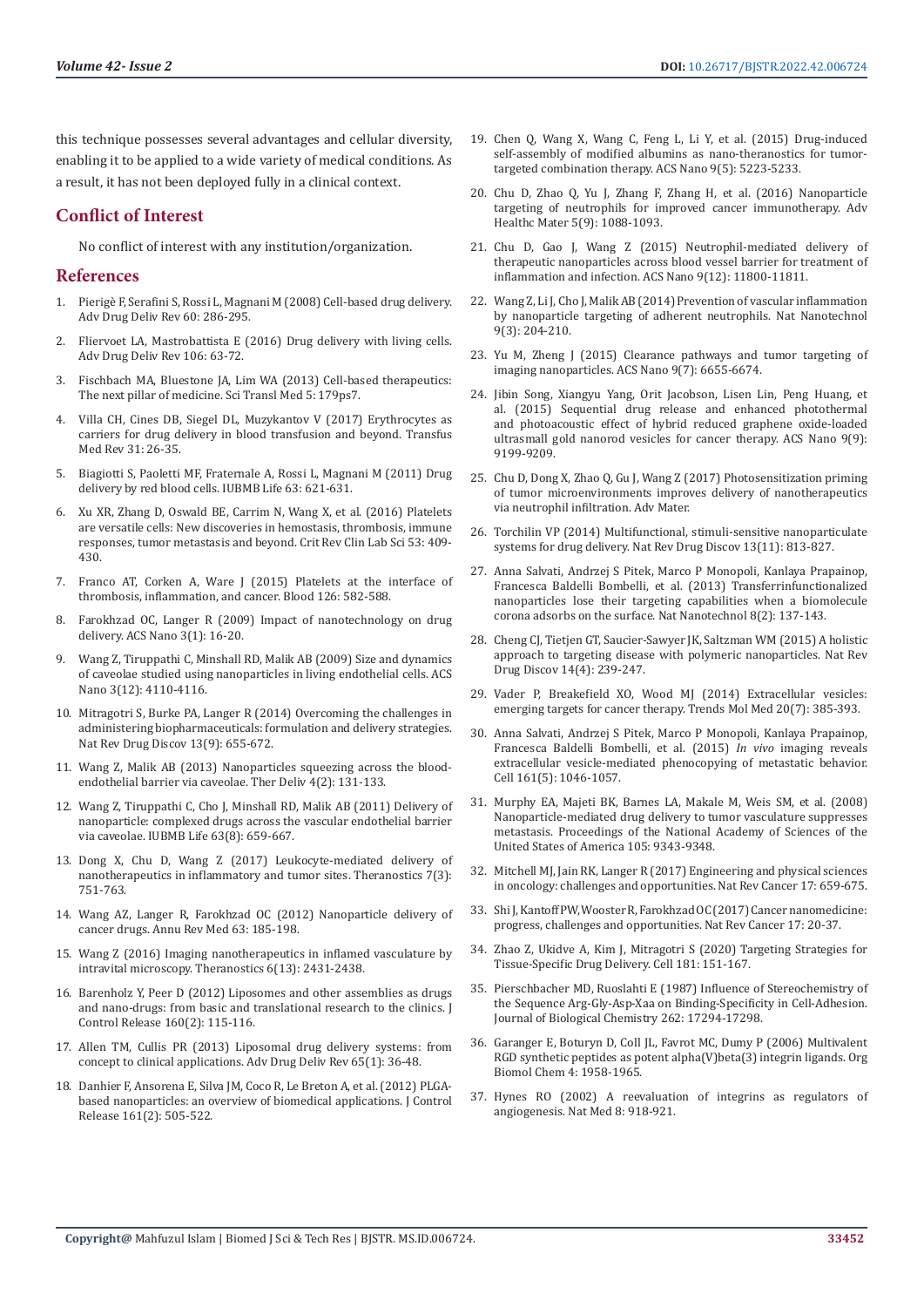this technique possesses several advantages and cellular diversity, enabling it to be applied to a wide variety of medical conditions. As a result, it has not been deployed fully in a clinical context.

## Conflict of Interest

No conflict of interest with any institution/organization.

## References

1. Pierigè F, Serafini S, Rossi L, Magnani M (2008) Cell-based drug delivery. Adv Drug Deliv Rev 60: 286-295.
2. Fliervoet LA, Mastrobattista E (2016) Drug delivery with living cells. Adv Drug Deliv Rev 106: 63-72.
3. Fischbach MA, Bluestone JA, Lim WA (2013) Cell-based therapeutics: The next pillar of medicine. Sci Transl Med 5: 179ps7.
4. Villa CH, Cines DB, Siegel DL, Muzykantov V (2017) Erythrocytes as carriers for drug delivery in blood transfusion and beyond. Transfus Med Rev 31: 26-35.
5. Biagiotti S, Paoletti MF, Fraternale A, Rossi L, Magnani M (2011) Drug delivery by red blood cells. IUBMB Life 63: 621-631.
6. Xu XR, Zhang D, Oswald BE, Carrim N, Wang X, et al. (2016) Platelets are versatile cells: New discoveries in hemostasis, thrombosis, immune responses, tumor metastasis and beyond. Crit Rev Clin Lab Sci 53: 409-430.
7. Franco AT, Corken A, Ware J (2015) Platelets at the interface of thrombosis, inflammation, and cancer. Blood 126: 582-588.
8. Farokhzad OC, Langer R (2009) Impact of nanotechnology on drug delivery. ACS Nano 3(1): 16-20.
9. Wang Z, Tiruppathi C, Minshall RD, Malik AB (2009) Size and dynamics of caveolae studied using nanoparticles in living endothelial cells. ACS Nano 3(12): 4110-4116.
10. Mitragotri S, Burke PA, Langer R (2014) Overcoming the challenges in administering biopharmaceuticals: formulation and delivery strategies. Nat Rev Drug Discov 13(9): 655-672.
11. Wang Z, Malik AB (2013) Nanoparticles squeezing across the blood-endothelial barrier via caveolae. Ther Deliv 4(2): 131-133.
12. Wang Z, Tiruppathi C, Cho J, Minshall RD, Malik AB (2011) Delivery of nanoparticle: complexed drugs across the vascular endothelial barrier via caveolae. IUBMB Life 63(8): 659-667.
13. Dong X, Chu D, Wang Z (2017) Leukocyte-mediated delivery of nanotherapeutics in inflammatory and tumor sites. Theranostics 7(3): 751-763.
14. Wang AZ, Langer R, Farokhzad OC (2012) Nanoparticle delivery of cancer drugs. Annu Rev Med 63: 185-198.
15. Wang Z (2016) Imaging nanotherapeutics in inflamed vasculature by intravital microscopy. Theranostics 6(13): 2431-2438.
16. Barenholz Y, Peer D (2012) Liposomes and other assemblies as drugs and nano-drugs: from basic and translational research to the clinics. J Control Release 160(2): 115-116.
17. Allen TM, Cullis PR (2013) Liposomal drug delivery systems: from concept to clinical applications. Adv Drug Deliv Rev 65(1): 36-48.
18. Danhier F, Ansorena E, Silva JM, Coco R, Le Breton A, et al. (2012) PLGA-based nanoparticles: an overview of biomedical applications. J Control Release 161(2): 505-522.
19. Chen Q, Wang X, Wang C, Feng L, Li Y, et al. (2015) Drug-induced self-assembly of modified albumins as nano-theranostics for tumor-targeted combination therapy. ACS Nano 9(5): 5223-5233.
20. Chu D, Zhao Q, Yu J, Zhang F, Zhang H, et al. (2016) Nanoparticle targeting of neutrophils for improved cancer immunotherapy. Adv Healthc Mater 5(9): 1088-1093.
21. Chu D, Gao J, Wang Z (2015) Neutrophil-mediated delivery of therapeutic nanoparticles across blood vessel barrier for treatment of inflammation and infection. ACS Nano 9(12): 11800-11811.
22. Wang Z, Li J, Cho J, Malik AB (2014) Prevention of vascular inflammation by nanoparticle targeting of adherent neutrophils. Nat Nanotechnol 9(3): 204-210.
23. Yu M, Zheng J (2015) Clearance pathways and tumor targeting of imaging nanoparticles. ACS Nano 9(7): 6655-6674.
24. Jibin Song, Xiangyu Yang, Orit Jacobson, Lisen Lin, Peng Huang, et al. (2015) Sequential drug release and enhanced photothermal and photoacoustic effect of hybrid reduced graphene oxide-loaded ultrasmall gold nanorod vesicles for cancer therapy. ACS Nano 9(9): 9199-9209.
25. Chu D, Dong X, Zhao Q, Gu J, Wang Z (2017) Photosensitization priming of tumor microenvironments improves delivery of nanotherapeutics via neutrophil infiltration. Adv Mater.
26. Torchilin VP (2014) Multifunctional, stimuli-sensitive nanoparticulate systems for drug delivery. Nat Rev Drug Discov 13(11): 813-827.
27. Anna Salvati, Andrzej S Pitek, Marco P Monopoli, Kanlaya Prapainop, Francesca Baldelli Bombelli, et al. (2013) Transferrinfunctionalized nanoparticles lose their targeting capabilities when a biomolecule corona adsorbs on the surface. Nat Nanotechnol 8(2): 137-143.
28. Cheng CJ, Tietjen GT, Saucier-Sawyer JK, Saltzman WM (2015) A holistic approach to targeting disease with polymeric nanoparticles. Nat Rev Drug Discov 14(4): 239-247.
29. Vader P, Breakefield XO, Wood MJ (2014) Extracellular vesicles: emerging targets for cancer therapy. Trends Mol Med 20(7): 385-393.
30. Anna Salvati, Andrzej S Pitek, Marco P Monopoli, Kanlaya Prapainop, Francesca Baldelli Bombelli, et al. (2015) *In vivo* imaging reveals extracellular vesicle-mediated phenocopying of metastatic behavior. Cell 161(5): 1046-1057.
31. Murphy EA, Majeti BK, Barnes LA, Makale M, Weis SM, et al. (2008) Nanoparticle-mediated drug delivery to tumor vasculature suppresses metastasis. Proceedings of the National Academy of Sciences of the United States of America 105: 9343-9348.
32. Mitchell MJ, Jain RK, Langer R (2017) Engineering and physical sciences in oncology: challenges and opportunities. Nat Rev Cancer 17: 659-675.
33. Shi J, Kantoff PW, Wooster R, Farokhzad OC (2017) Cancer nanomedicine: progress, challenges and opportunities. Nat Rev Cancer 17: 20-37.
34. Zhao Z, Ukidve A, Kim J, Mitragotri S (2020) Targeting Strategies for Tissue-Specific Drug Delivery. Cell 181: 151-167.
35. Pierschbacher MD, Ruoslahti E (1987) Influence of Stereochemistry of the Sequence Arg-Gly-Asp-Xaa on Binding-Specificity in Cell-Adhesion. Journal of Biological Chemistry 262: 17294-17298.
36. Garanger E, Boturyn D, Coll JL, Favrot MC, Dumy P (2006) Multivalent RGD synthetic peptides as potent alpha(V)beta(3) integrin ligands. Org Biomol Chem 4: 1958-1965.
37. Hynes RO (2002) A reevaluation of integrins as regulators of angiogenesis. Nat Med 8: 918-921.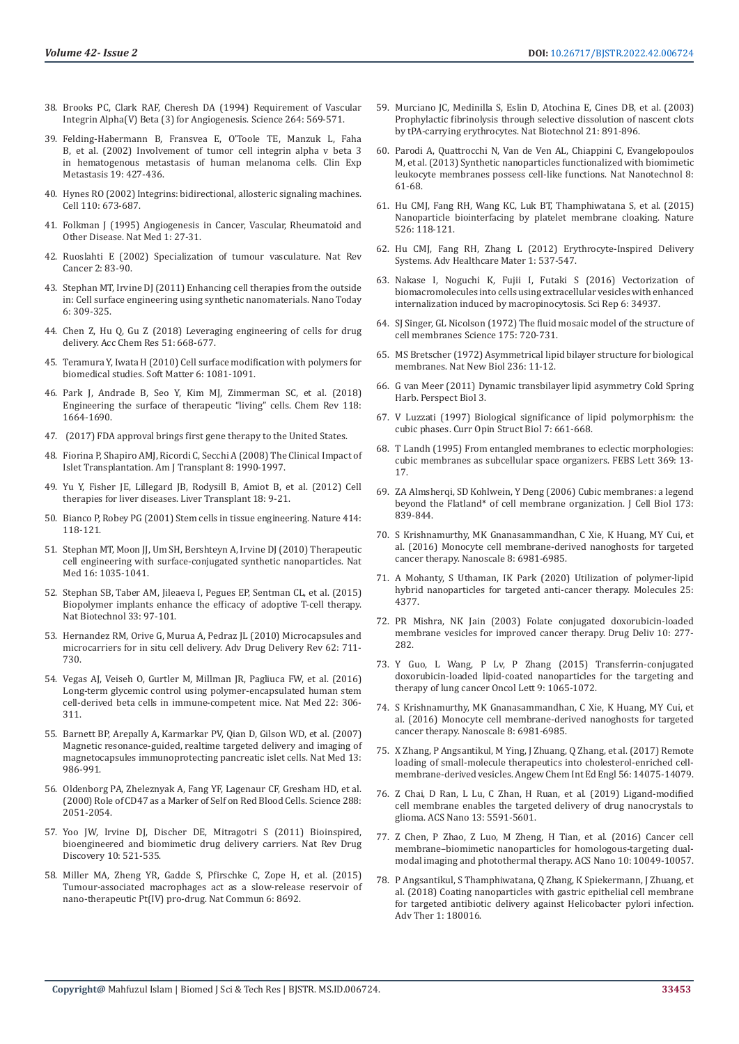38. Brooks PC, Clark RAF, Cheresh DA (1994) Requirement of Vascular Integrin Alpha(V) Beta (3) for Angiogenesis. Science 264: 569-571.
39. Felding-Habermann B, Fransvea E, O'Toole TE, Manzuk L, Faha B, et al. (2002) Involvement of tumor cell integrin alpha v beta 3 in hematogenous metastasis of human melanoma cells. Clin Exp Metastasis 19: 427-436.
40. Hynes RO (2002) Integrins: bidirectional, allosteric signaling machines. Cell 110: 673-687.
41. Folkman J (1995) Angiogenesis in Cancer, Vascular, Rheumatoid and Other Disease. Nat Med 1: 27-31.
42. Ruoslahti E (2002) Specialization of tumour vasculature. Nat Rev Cancer 2: 83-90.
43. Stephan MT, Irvine DJ (2011) Enhancing cell therapies from the outside in: Cell surface engineering using synthetic nanomaterials. Nano Today 6: 309-325.
44. Chen Z, Hu Q, Gu Z (2018) Leveraging engineering of cells for drug delivery. Acc Chem Res 51: 668-677.
45. Teramura Y, Iwata H (2010) Cell surface modification with polymers for biomedical studies. Soft Matter 6: 1081-1091.
46. Park J, Andrade B, Seo Y, Kim MJ, Zimmerman SC, et al. (2018) Engineering the surface of therapeutic "living" cells. Chem Rev 118: 1664-1690.
47. (2017) FDA approval brings first gene therapy to the United States.
48. Fiorina P, Shapiro AMJ, Ricordi C, Secchi A (2008) The Clinical Impact of Islet Transplantation. Am J Transplant 8: 1990-1997.
49. Yu Y, Fisher JE, Lillegard JB, Rodysill B, Amiot B, et al. (2012) Cell therapies for liver diseases. Liver Transplant 18: 9-21.
50. Bianco P, Robey PG (2001) Stem cells in tissue engineering. Nature 414: 118-121.
51. Stephan MT, Moon JJ, Um SH, Bershteyn A, Irvine DJ (2010) Therapeutic cell engineering with surface-conjugated synthetic nanoparticles. Nat Med 16: 1035-1041.
52. Stephan SB, Taber AM, Jileaeva I, Pegues EP, Sentman CL, et al. (2015) Biopolymer implants enhance the efficacy of adoptive T-cell therapy. Nat Biotechnol 33: 97-101.
53. Hernandez RM, Orive G, Murua A, Pedraz JL (2010) Microcapsules and microcarriers for in situ cell delivery. Adv Drug Delivery Rev 62: 711-730.
54. Vegas AJ, Veiseh O, Gurtler M, Millman JR, Pagliuca FW, et al. (2016) Long-term glycemic control using polymer-encapsulated human stem cell-derived beta cells in immune-competent mice. Nat Med 22: 306-311.
55. Barnett BP, Arepally A, Karmarkar PV, Qian D, Gilson WD, et al. (2007) Magnetic resonance-guided, realtime targeted delivery and imaging of magnetocapsules immunoprotecting pancreatic islet cells. Nat Med 13: 986-991.
56. Oldenborg PA, Zheleznyak A, Fang YF, Lagenaur CF, Gresham HD, et al. (2000) Role of CD47 as a Marker of Self on Red Blood Cells. Science 288: 2051-2054.
57. Yoo JW, Irvine DJ, Discher DE, Mitragotri S (2011) Bioinspired, bioengineered and biomimetic drug delivery carriers. Nat Rev Drug Discovery 10: 521-535.
58. Miller MA, Zheng YR, Gadde S, Pfirschke C, Zope H, et al. (2015) Tumour-associated macrophages act as a slow-release reservoir of nano-therapeutic Pt(IV) pro-drug. Nat Commun 6: 8692.
59. Murciano JC, Medinilla S, Eslin D, Atochina E, Cines DB, et al. (2003) Prophylactic fibrinolysis through selective dissolution of nascent clots by tPA-carrying erythrocytes. Nat Biotechnol 21: 891-896.
60. Parodi A, Quattrocchi N, Van de Ven AL, Chiappini C, Evangelopoulos M, et al. (2013) Synthetic nanoparticles functionalized with biomimetic leukocyte membranes possess cell-like functions. Nat Nanotechnol 8: 61-68.
61. Hu CMJ, Fang RH, Wang KC, Luk BT, Thamphiwatana S, et al. (2015) Nanoparticle biointerfacing by platelet membrane cloaking. Nature 526: 118-121.
62. Hu CMJ, Fang RH, Zhang L (2012) Erythrocyte-Inspired Delivery Systems. Adv Healthcare Mater 1: 537-547.
63. Nakase I, Noguchi K, Fujii I, Futaki S (2016) Vectorization of biomacromolecules into cells using extracellular vesicles with enhanced internalization induced by macropinocytosis. Sci Rep 6: 34937.
64. SJ Singer, GL Nicolson (1972) The fluid mosaic model of the structure of cell membranes Science 175: 720-731.
65. MS Bretscher (1972) Asymmetrical lipid bilayer structure for biological membranes. Nat New Biol 236: 11-12.
66. G van Meer (2011) Dynamic transbilayer lipid asymmetry Cold Spring Harb. Perspect Biol 3.
67. V Luzzati (1997) Biological significance of lipid polymorphism: the cubic phases. Curr Opin Struct Biol 7: 661-668.
68. T Landh (1995) From entangled membranes to eclectic morphologies: cubic membranes as subcellular space organizers. FEBS Lett 369: 13-17.
69. ZA Almsherqi, SD Kohlwein, Y Deng (2006) Cubic membranes: a legend beyond the Flatland* of cell membrane organization. J Cell Biol 173: 839-844.
70. S Krishnamurthy, MK Gnanasammandhan, C Xie, K Huang, MY Cui, et al. (2016) Monocyte cell membrane-derived nanoghosts for targeted cancer therapy. Nanoscale 8: 6981-6985.
71. A Mohanty, S Uthaman, IK Park (2020) Utilization of polymer-lipid hybrid nanoparticles for targeted anti-cancer therapy. Molecules 25: 4377.
72. PR Mishra, NK Jain (2003) Folate conjugated doxorubicin-loaded membrane vesicles for improved cancer therapy. Drug Deliv 10: 277-282.
73. Y Guo, L Wang, P Lv, P Zhang (2015) Transferrin-conjugated doxorubicin-loaded lipid-coated nanoparticles for the targeting and therapy of lung cancer Oncol Lett 9: 1065-1072.
74. S Krishnamurthy, MK Gnanasammandhan, C Xie, K Huang, MY Cui, et al. (2016) Monocyte cell membrane-derived nanoghosts for targeted cancer therapy. Nanoscale 8: 6981-6985.
75. X Zhang, P Angsantikul, M Ying, J Zhuang, Q Zhang, et al. (2017) Remote loading of small-molecule therapeutics into cholesterol-enriched cell-membrane-derived vesicles. Angew Chem Int Ed Engl 56: 14075-14079.
76. Z Chai, D Ran, L Lu, C Zhan, H Ruan, et al. (2019) Ligand-modified cell membrane enables the targeted delivery of drug nanocrystals to glioma. ACS Nano 13: 5591-5601.
77. Z Chen, P Zhao, Z Luo, M Zheng, H Tian, et al. (2016) Cancer cell membrane–biomimetic nanoparticles for homologous-targeting dual-modal imaging and photothermal therapy. ACS Nano 10: 10049-10057.
78. P Angsantikul, S Thamphiwatana, Q Zhang, K Spiekermann, J Zhuang, et al. (2018) Coating nanoparticles with gastric epithelial cell membrane for targeted antibiotic delivery against Helicobacter pylori infection. Adv Ther 1: 180016.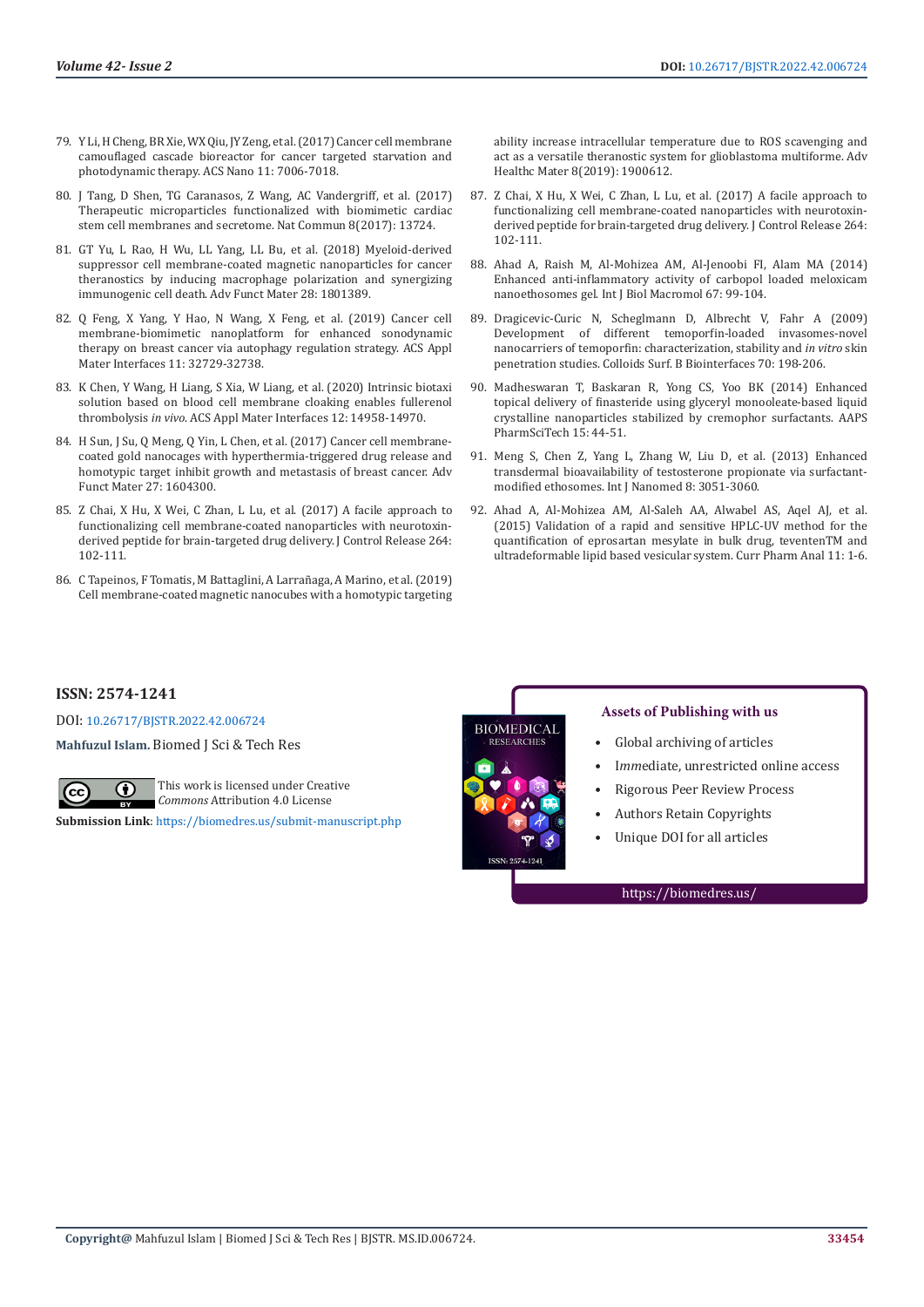79. Y Li, H Cheng, BR Xie, WX Qiu, JY Zeng, et al. (2017) Cancer cell membrane camouflaged cascade bioreactor for cancer targeted starvation and photodynamic therapy. ACS Nano 11: 7006-7018.
80. J Tang, D Shen, TG Caranasos, Z Wang, AC Vandergriff, et al. (2017) Therapeutic microparticles functionalized with biomimetic cardiac stem cell membranes and secretome. Nat Commun 8(2017): 13724.
81. GT Yu, L Rao, H Wu, LL Yang, LL Bu, et al. (2018) Myeloid-derived suppressor cell membrane-coated magnetic nanoparticles for cancer theranostics by inducing macrophage polarization and synergizing immunogenic cell death. Adv Funct Mater 28: 1801389.
82. Q Feng, X Yang, Y Hao, N Wang, X Feng, et al. (2019) Cancer cell membrane-biomimetic nanoplatform for enhanced sonodynamic therapy on breast cancer via autophagy regulation strategy. ACS Appl Mater Interfaces 11: 32729-32738.
83. K Chen, Y Wang, H Liang, S Xia, W Liang, et al. (2020) Intrinsic biotaxi solution based on blood cell membrane cloaking enables fullerenol thrombolysis *in vivo*. ACS Appl Mater Interfaces 12: 14958-14970.
84. H Sun, J Su, Q Meng, Q Yin, L Chen, et al. (2017) Cancer cell membrane-coated gold nanocages with hyperthermia-triggered drug release and homotypic target inhibit growth and metastasis of breast cancer. Adv Funct Mater 27: 1604300.
85. Z Chai, X Hu, X Wei, C Zhan, L Lu, et al. (2017) A facile approach to functionalizing cell membrane-coated nanoparticles with neurotoxin-derived peptide for brain-targeted drug delivery. J Control Release 264: 102-111.
86. C Tapeinos, F Tomatis, M Battaglini, A Larrañaga, A Marino, et al. (2019) Cell membrane-coated magnetic nanocubes with a homotypic targeting ability increase intracellular temperature due to ROS scavenging and act as a versatile theranostic system for glioblastoma multiforme. Adv Healthc Mater 8(2019): 1900612.
87. Z Chai, X Hu, X Wei, C Zhan, L Lu, et al. (2017) A facile approach to functionalizing cell membrane-coated nanoparticles with neurotoxin-derived peptide for brain-targeted drug delivery. J Control Release 264: 102-111.
88. Ahad A, Raish M, Al-Mohizea AM, Al-Jenoobi FI, Alam MA (2014) Enhanced anti-inflammatory activity of carbopol loaded meloxicam nanoethosomes gel. Int J Biol Macromol 67: 99-104.
89. Dragicevic-Curic N, Scheglmann D, Albrecht V, Fahr A (2009) Development of different temoporfin-loaded invasomes-novel nanocarriers of temoporfin: characterization, stability and *in vitro* skin penetration studies. Colloids Surf. B Biointerfaces 70: 198-206.
90. Madheswaran T, Baskaran R, Yong CS, Yoo BK (2014) Enhanced topical delivery of finasteride using glyceryl monooleate-based liquid crystalline nanoparticles stabilized by cremophor surfactants. AAPS PharmSciTech 15: 44-51.
91. Meng S, Chen Z, Yang L, Zhang W, Liu D, et al. (2013) Enhanced transdermal bioavailability of testosterone propionate via surfactant-modified ethosomes. Int J Nanomed 8: 3051-3060.
92. Ahad A, Al-Mohizea AM, Al-Saleh AA, Alwabel AS, Aqel AJ, et al. (2015) Validation of a rapid and sensitive HPLC-UV method for the quantification of eprosartan mesylate in bulk drug, teventenTM and ultradeformable lipid based vesicular system. Curr Pharm Anal 11: 1-6.

**ISSN: 2574-1241**

DOI: 10.26717/BJSTR.2022.42.006724

**Mahfuzul Islam.** Biomed J Sci & Tech Res

This work is licensed under Creative *Commons* Attribution 4.0 License

**Submission Link**: https://biomedres.us/submit-manuscript.php

**Assets of Publishing with us**

- Global archiving of articles
- Immediate, unrestricted online access
- Rigorous Peer Review Process
- Authors Retain Copyrights
- Unique DOI for all articles

https://biomedres.us/